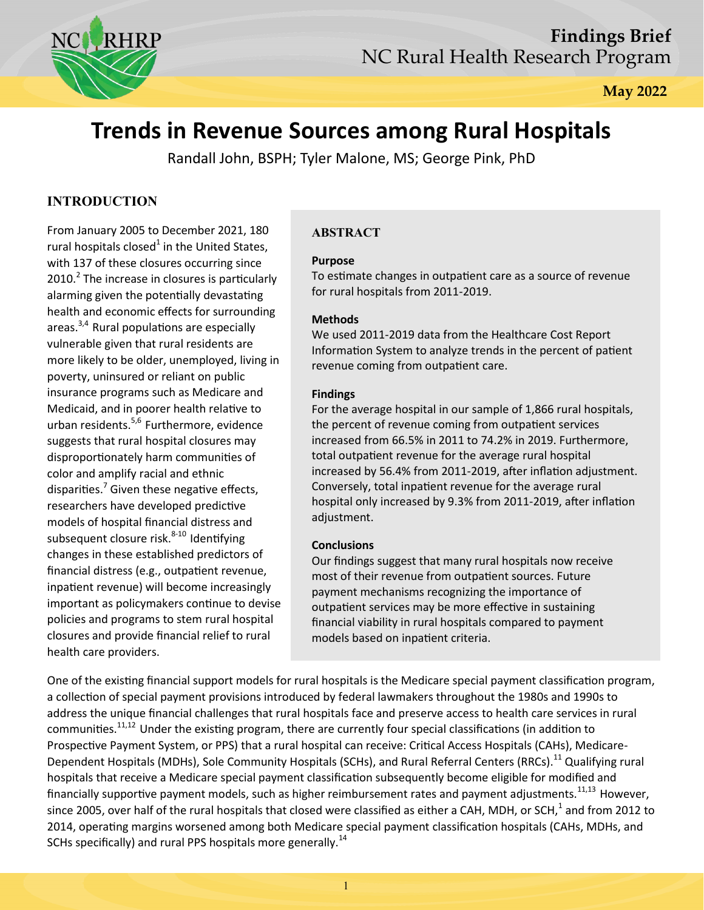Findings Brief
NC Rural Health Research Program

May 2022

# Trends in Revenue Sources among Rural Hospitals

Randall John, BSPH; Tyler Malone, MS; George Pink, PhD

## INTRODUCTION

From January 2005 to December 2021, 180 rural hospitals closed[1] in the United States, with 137 of these closures occurring since 2010.[2] The increase in closures is particularly alarming given the potentially devastating health and economic effects for surrounding areas.[3,4] Rural populations are especially vulnerable given that rural residents are more likely to be older, unemployed, living in poverty, uninsured or reliant on public insurance programs such as Medicare and Medicaid, and in poorer health relative to urban residents.[5,6] Furthermore, evidence suggests that rural hospital closures may disproportionately harm communities of color and amplify racial and ethnic disparities.[7] Given these negative effects, researchers have developed predictive models of hospital financial distress and subsequent closure risk.[8-10] Identifying changes in these established predictors of financial distress (e.g., outpatient revenue, inpatient revenue) will become increasingly important as policymakers continue to devise policies and programs to stem rural hospital closures and provide financial relief to rural health care providers.

## ABSTRACT

**Purpose**

To estimate changes in outpatient care as a source of revenue for rural hospitals from 2011-2019.

**Methods**

We used 2011-2019 data from the Healthcare Cost Report Information System to analyze trends in the percent of patient revenue coming from outpatient care.

**Findings**

For the average hospital in our sample of 1,866 rural hospitals, the percent of revenue coming from outpatient services increased from 66.5% in 2011 to 74.2% in 2019. Furthermore, total outpatient revenue for the average rural hospital increased by 56.4% from 2011-2019, after inflation adjustment. Conversely, total inpatient revenue for the average rural hospital only increased by 9.3% from 2011-2019, after inflation adjustment.

**Conclusions**

Our findings suggest that many rural hospitals now receive most of their revenue from outpatient sources. Future payment mechanisms recognizing the importance of outpatient services may be more effective in sustaining financial viability in rural hospitals compared to payment models based on inpatient criteria.

One of the existing financial support models for rural hospitals is the Medicare special payment classification program, a collection of special payment provisions introduced by federal lawmakers throughout the 1980s and 1990s to address the unique financial challenges that rural hospitals face and preserve access to health care services in rural communities.[11,12] Under the existing program, there are currently four special classifications (in addition to Prospective Payment System, or PPS) that a rural hospital can receive: Critical Access Hospitals (CAHs), Medicare-Dependent Hospitals (MDHs), Sole Community Hospitals (SCHs), and Rural Referral Centers (RRCs).[11] Qualifying rural hospitals that receive a Medicare special payment classification subsequently become eligible for modified and financially supportive payment models, such as higher reimbursement rates and payment adjustments.[11,13] However, since 2005, over half of the rural hospitals that closed were classified as either a CAH, MDH, or SCH,[1] and from 2012 to 2014, operating margins worsened among both Medicare special payment classification hospitals (CAHs, MDHs, and SCHs specifically) and rural PPS hospitals more generally.[14]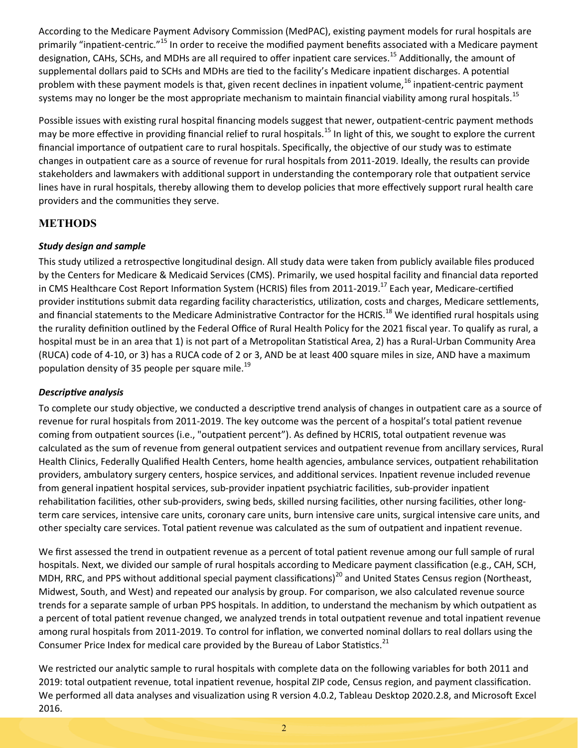According to the Medicare Payment Advisory Commission (MedPAC), existing payment models for rural hospitals are primarily "inpatient-centric."[15] In order to receive the modified payment benefits associated with a Medicare payment designation, CAHs, SCHs, and MDHs are all required to offer inpatient care services.[15] Additionally, the amount of supplemental dollars paid to SCHs and MDHs are tied to the facility's Medicare inpatient discharges. A potential problem with these payment models is that, given recent declines in inpatient volume,[16] inpatient-centric payment systems may no longer be the most appropriate mechanism to maintain financial viability among rural hospitals.[15]

Possible issues with existing rural hospital financing models suggest that newer, outpatient-centric payment methods may be more effective in providing financial relief to rural hospitals.[15] In light of this, we sought to explore the current financial importance of outpatient care to rural hospitals. Specifically, the objective of our study was to estimate changes in outpatient care as a source of revenue for rural hospitals from 2011-2019. Ideally, the results can provide stakeholders and lawmakers with additional support in understanding the contemporary role that outpatient service lines have in rural hospitals, thereby allowing them to develop policies that more effectively support rural health care providers and the communities they serve.

## METHODS

### *Study design and sample*

This study utilized a retrospective longitudinal design. All study data were taken from publicly available files produced by the Centers for Medicare & Medicaid Services (CMS). Primarily, we used hospital facility and financial data reported in CMS Healthcare Cost Report Information System (HCRIS) files from 2011-2019.[17] Each year, Medicare-certified provider institutions submit data regarding facility characteristics, utilization, costs and charges, Medicare settlements, and financial statements to the Medicare Administrative Contractor for the HCRIS.[18] We identified rural hospitals using the rurality definition outlined by the Federal Office of Rural Health Policy for the 2021 fiscal year. To qualify as rural, a hospital must be in an area that 1) is not part of a Metropolitan Statistical Area, 2) has a Rural-Urban Community Area (RUCA) code of 4-10, or 3) has a RUCA code of 2 or 3, AND be at least 400 square miles in size, AND have a maximum population density of 35 people per square mile.[19]

### *Descriptive analysis*

To complete our study objective, we conducted a descriptive trend analysis of changes in outpatient care as a source of revenue for rural hospitals from 2011-2019. The key outcome was the percent of a hospital's total patient revenue coming from outpatient sources (i.e., "outpatient percent"). As defined by HCRIS, total outpatient revenue was calculated as the sum of revenue from general outpatient services and outpatient revenue from ancillary services, Rural Health Clinics, Federally Qualified Health Centers, home health agencies, ambulance services, outpatient rehabilitation providers, ambulatory surgery centers, hospice services, and additional services. Inpatient revenue included revenue from general inpatient hospital services, sub-provider inpatient psychiatric facilities, sub-provider inpatient rehabilitation facilities, other sub-providers, swing beds, skilled nursing facilities, other nursing facilities, other long-term care services, intensive care units, coronary care units, burn intensive care units, surgical intensive care units, and other specialty care services. Total patient revenue was calculated as the sum of outpatient and inpatient revenue.

We first assessed the trend in outpatient revenue as a percent of total patient revenue among our full sample of rural hospitals. Next, we divided our sample of rural hospitals according to Medicare payment classification (e.g., CAH, SCH, MDH, RRC, and PPS without additional special payment classifications)[20] and United States Census region (Northeast, Midwest, South, and West) and repeated our analysis by group. For comparison, we also calculated revenue source trends for a separate sample of urban PPS hospitals. In addition, to understand the mechanism by which outpatient as a percent of total patient revenue changed, we analyzed trends in total outpatient revenue and total inpatient revenue among rural hospitals from 2011-2019. To control for inflation, we converted nominal dollars to real dollars using the Consumer Price Index for medical care provided by the Bureau of Labor Statistics.[21]

We restricted our analytic sample to rural hospitals with complete data on the following variables for both 2011 and 2019: total outpatient revenue, total inpatient revenue, hospital ZIP code, Census region, and payment classification. We performed all data analyses and visualization using R version 4.0.2, Tableau Desktop 2020.2.8, and Microsoft Excel 2016.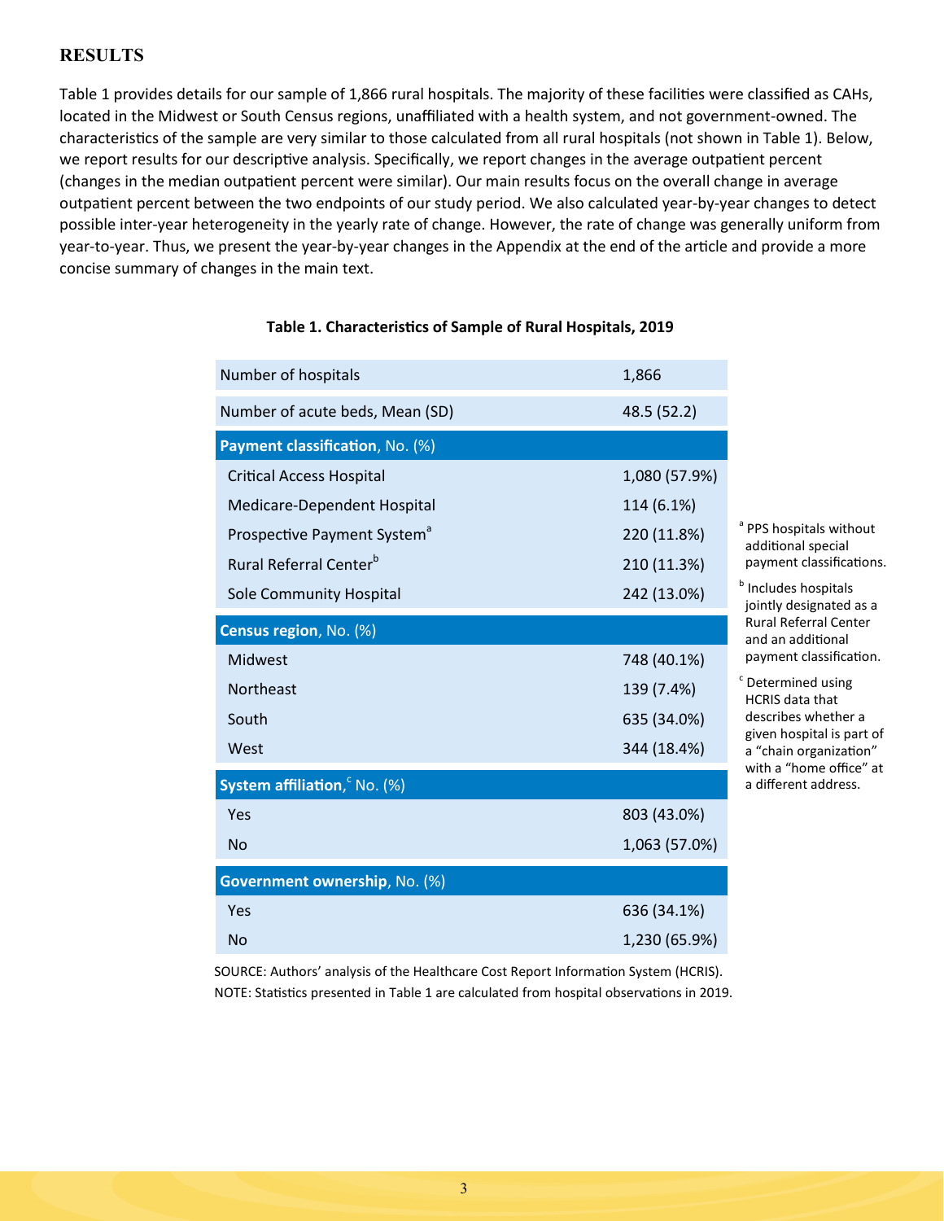## RESULTS

Table 1 provides details for our sample of 1,866 rural hospitals. The majority of these facilities were classified as CAHs, located in the Midwest or South Census regions, unaffiliated with a health system, and not government-owned. The characteristics of the sample are very similar to those calculated from all rural hospitals (not shown in Table 1). Below, we report results for our descriptive analysis. Specifically, we report changes in the average outpatient percent (changes in the median outpatient percent were similar). Our main results focus on the overall change in average outpatient percent between the two endpoints of our study period. We also calculated year-by-year changes to detect possible inter-year heterogeneity in the yearly rate of change. However, the rate of change was generally uniform from year-to-year. Thus, we present the year-by-year changes in the Appendix at the end of the article and provide a more concise summary of changes in the main text.

**Table 1. Characteristics of Sample of Rural Hospitals, 2019**

| | |
|---|---|
| Number of hospitals | 1,866 |
| Number of acute beds, Mean (SD) | 48.5 (52.2) |
| **Payment classification**, No. (%) | |
| Critical Access Hospital | 1,080 (57.9%) |
| Medicare-Dependent Hospital | 114 (6.1%) |
| Prospective Payment System[a] | 220 (11.8%) |
| Rural Referral Center[b] | 210 (11.3%) |
| Sole Community Hospital | 242 (13.0%) |
| **Census region**, No. (%) | |
| Midwest | 748 (40.1%) |
| Northeast | 139 (7.4%) |
| South | 635 (34.0%) |
| West | 344 (18.4%) |
| **System affiliation**,[c] No. (%) | |
| Yes | 803 (43.0%) |
| No | 1,063 (57.0%) |
| **Government ownership**, No. (%) | |
| Yes | 636 (34.1%) |
| No | 1,230 (65.9%) |

[a] PPS hospitals without additional special payment classifications.

[b] Includes hospitals jointly designated as a Rural Referral Center and an additional payment classification.

[c] Determined using HCRIS data that describes whether a given hospital is part of a "chain organization" with a "home office" at a different address.

SOURCE: Authors' analysis of the Healthcare Cost Report Information System (HCRIS).
NOTE: Statistics presented in Table 1 are calculated from hospital observations in 2019.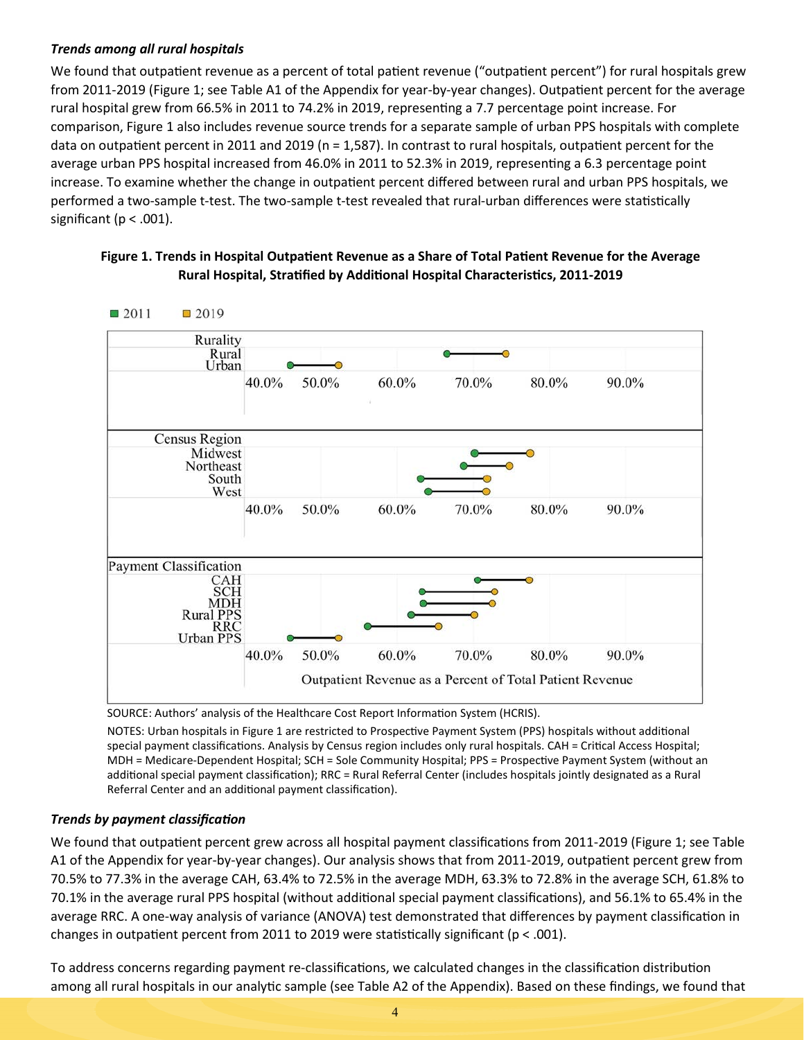### *Trends among all rural hospitals*

We found that outpatient revenue as a percent of total patient revenue ("outpatient percent") for rural hospitals grew from 2011-2019 (Figure 1; see Table A1 of the Appendix for year-by-year changes). Outpatient percent for the average rural hospital grew from 66.5% in 2011 to 74.2% in 2019, representing a 7.7 percentage point increase. For comparison, Figure 1 also includes revenue source trends for a separate sample of urban PPS hospitals with complete data on outpatient percent in 2011 and 2019 (n = 1,587). In contrast to rural hospitals, outpatient percent for the average urban PPS hospital increased from 46.0% in 2011 to 52.3% in 2019, representing a 6.3 percentage point increase. To examine whether the change in outpatient percent differed between rural and urban PPS hospitals, we performed a two-sample t-test. The two-sample t-test revealed that rural-urban differences were statistically significant ($p < .001$).

**Figure 1. Trends in Hospital Outpatient Revenue as a Share of Total Patient Revenue for the Average Rural Hospital, Stratified by Additional Hospital Characteristics, 2011-2019**

SOURCE: Authors' analysis of the Healthcare Cost Report Information System (HCRIS).

NOTES: Urban hospitals in Figure 1 are restricted to Prospective Payment System (PPS) hospitals without additional special payment classifications. Analysis by Census region includes only rural hospitals. CAH = Critical Access Hospital; MDH = Medicare-Dependent Hospital; SCH = Sole Community Hospital; PPS = Prospective Payment System (without an additional special payment classification); RRC = Rural Referral Center (includes hospitals jointly designated as a Rural Referral Center and an additional payment classification).

### *Trends by payment classification*

We found that outpatient percent grew across all hospital payment classifications from 2011-2019 (Figure 1; see Table A1 of the Appendix for year-by-year changes). Our analysis shows that from 2011-2019, outpatient percent grew from 70.5% to 77.3% in the average CAH, 63.4% to 72.5% in the average MDH, 63.3% to 72.8% in the average SCH, 61.8% to 70.1% in the average rural PPS hospital (without additional special payment classifications), and 56.1% to 65.4% in the average RRC. A one-way analysis of variance (ANOVA) test demonstrated that differences by payment classification in changes in outpatient percent from 2011 to 2019 were statistically significant ($p < .001$).

To address concerns regarding payment re-classifications, we calculated changes in the classification distribution among all rural hospitals in our analytic sample (see Table A2 of the Appendix). Based on these findings, we found that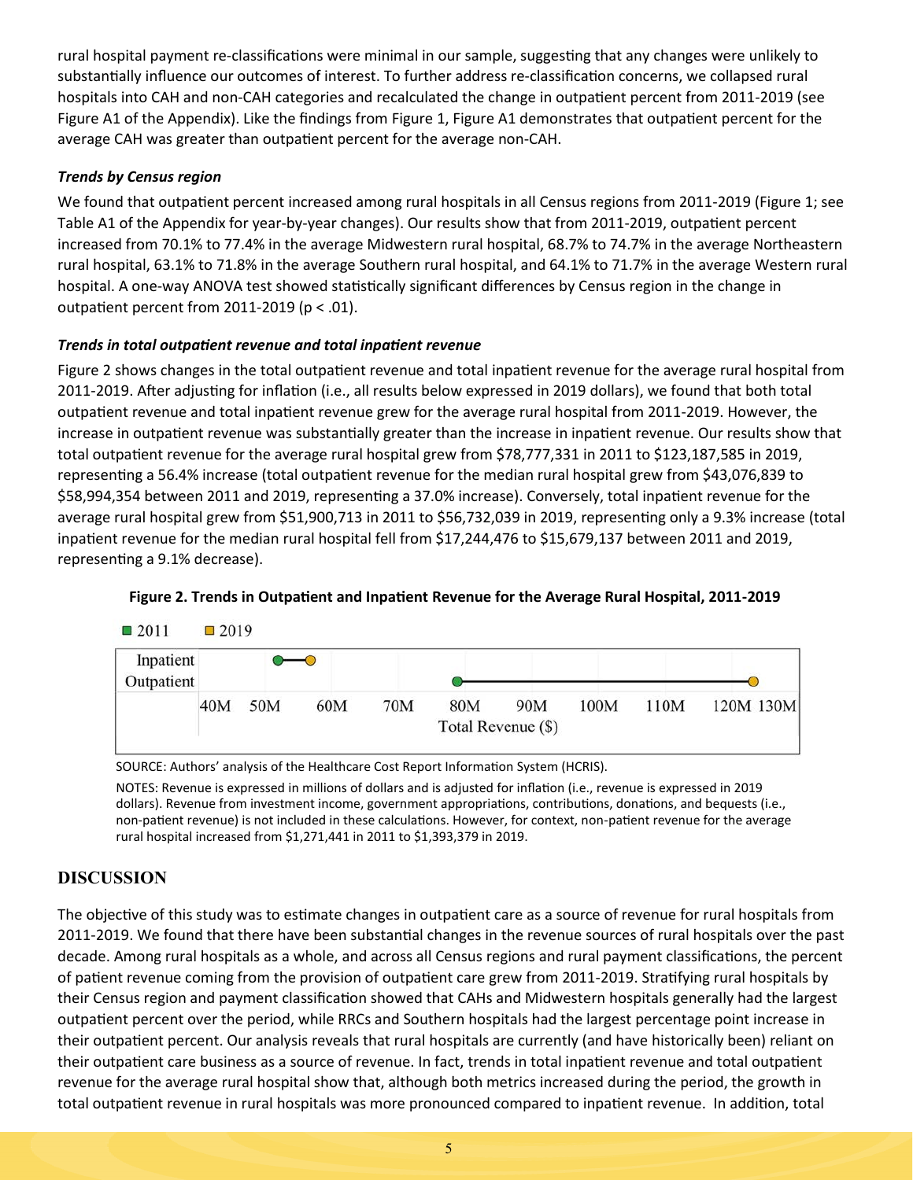rural hospital payment re-classifications were minimal in our sample, suggesting that any changes were unlikely to substantially influence our outcomes of interest. To further address re-classification concerns, we collapsed rural hospitals into CAH and non-CAH categories and recalculated the change in outpatient percent from 2011-2019 (see Figure A1 of the Appendix). Like the findings from Figure 1, Figure A1 demonstrates that outpatient percent for the average CAH was greater than outpatient percent for the average non-CAH.

### *Trends by Census region*

We found that outpatient percent increased among rural hospitals in all Census regions from 2011-2019 (Figure 1; see Table A1 of the Appendix for year-by-year changes). Our results show that from 2011-2019, outpatient percent increased from 70.1% to 77.4% in the average Midwestern rural hospital, 68.7% to 74.7% in the average Northeastern rural hospital, 63.1% to 71.8% in the average Southern rural hospital, and 64.1% to 71.7% in the average Western rural hospital. A one-way ANOVA test showed statistically significant differences by Census region in the change in outpatient percent from 2011-2019 ($p < .01$).

### *Trends in total outpatient revenue and total inpatient revenue*

Figure 2 shows changes in the total outpatient revenue and total inpatient revenue for the average rural hospital from 2011-2019. After adjusting for inflation (i.e., all results below expressed in 2019 dollars), we found that both total outpatient revenue and total inpatient revenue grew for the average rural hospital from 2011-2019. However, the increase in outpatient revenue was substantially greater than the increase in inpatient revenue. Our results show that total outpatient revenue for the average rural hospital grew from $78,777,331 in 2011 to $123,187,585 in 2019, representing a 56.4% increase (total outpatient revenue for the median rural hospital grew from $43,076,839 to $58,994,354 between 2011 and 2019, representing a 37.0% increase). Conversely, total inpatient revenue for the average rural hospital grew from $51,900,713 in 2011 to $56,732,039 in 2019, representing only a 9.3% increase (total inpatient revenue for the median rural hospital fell from $17,244,476 to $15,679,137 between 2011 and 2019, representing a 9.1% decrease).

**Figure 2. Trends in Outpatient and Inpatient Revenue for the Average Rural Hospital, 2011-2019**

SOURCE: Authors' analysis of the Healthcare Cost Report Information System (HCRIS).

NOTES: Revenue is expressed in millions of dollars and is adjusted for inflation (i.e., revenue is expressed in 2019 dollars). Revenue from investment income, government appropriations, contributions, donations, and bequests (i.e., non-patient revenue) is not included in these calculations. However, for context, non-patient revenue for the average rural hospital increased from $1,271,441 in 2011 to $1,393,379 in 2019.

## DISCUSSION

The objective of this study was to estimate changes in outpatient care as a source of revenue for rural hospitals from 2011-2019. We found that there have been substantial changes in the revenue sources of rural hospitals over the past decade. Among rural hospitals as a whole, and across all Census regions and rural payment classifications, the percent of patient revenue coming from the provision of outpatient care grew from 2011-2019. Stratifying rural hospitals by their Census region and payment classification showed that CAHs and Midwestern hospitals generally had the largest outpatient percent over the period, while RRCs and Southern hospitals had the largest percentage point increase in their outpatient percent. Our analysis reveals that rural hospitals are currently (and have historically been) reliant on their outpatient care business as a source of revenue. In fact, trends in total inpatient revenue and total outpatient revenue for the average rural hospital show that, although both metrics increased during the period, the growth in total outpatient revenue in rural hospitals was more pronounced compared to inpatient revenue. In addition, total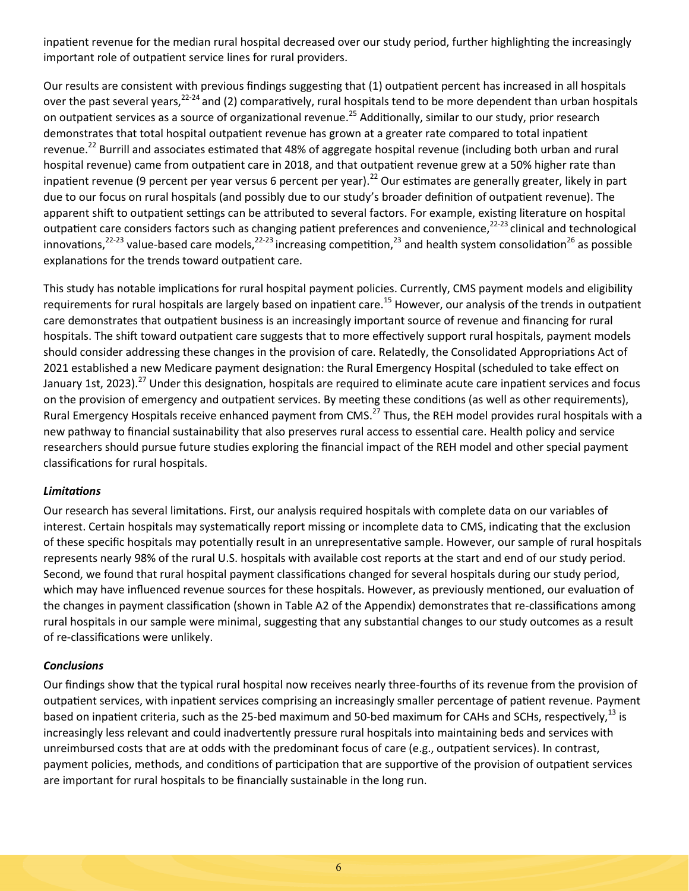inpatient revenue for the median rural hospital decreased over our study period, further highlighting the increasingly important role of outpatient service lines for rural providers.

Our results are consistent with previous findings suggesting that (1) outpatient percent has increased in all hospitals over the past several years,[22-24] and (2) comparatively, rural hospitals tend to be more dependent than urban hospitals on outpatient services as a source of organizational revenue.[25] Additionally, similar to our study, prior research demonstrates that total hospital outpatient revenue has grown at a greater rate compared to total inpatient revenue.[22] Burrill and associates estimated that 48% of aggregate hospital revenue (including both urban and rural hospital revenue) came from outpatient care in 2018, and that outpatient revenue grew at a 50% higher rate than inpatient revenue (9 percent per year versus 6 percent per year).[22] Our estimates are generally greater, likely in part due to our focus on rural hospitals (and possibly due to our study's broader definition of outpatient revenue). The apparent shift to outpatient settings can be attributed to several factors. For example, existing literature on hospital outpatient care considers factors such as changing patient preferences and convenience,[22-23] clinical and technological innovations,[22-23] value-based care models,[22-23] increasing competition,[23] and health system consolidation[26] as possible explanations for the trends toward outpatient care.

This study has notable implications for rural hospital payment policies. Currently, CMS payment models and eligibility requirements for rural hospitals are largely based on inpatient care.[15] However, our analysis of the trends in outpatient care demonstrates that outpatient business is an increasingly important source of revenue and financing for rural hospitals. The shift toward outpatient care suggests that to more effectively support rural hospitals, payment models should consider addressing these changes in the provision of care. Relatedly, the Consolidated Appropriations Act of 2021 established a new Medicare payment designation: the Rural Emergency Hospital (scheduled to take effect on January 1st, 2023).[27] Under this designation, hospitals are required to eliminate acute care inpatient services and focus on the provision of emergency and outpatient services. By meeting these conditions (as well as other requirements), Rural Emergency Hospitals receive enhanced payment from CMS.[27] Thus, the REH model provides rural hospitals with a new pathway to financial sustainability that also preserves rural access to essential care. Health policy and service researchers should pursue future studies exploring the financial impact of the REH model and other special payment classifications for rural hospitals.

### *Limitations*

Our research has several limitations. First, our analysis required hospitals with complete data on our variables of interest. Certain hospitals may systematically report missing or incomplete data to CMS, indicating that the exclusion of these specific hospitals may potentially result in an unrepresentative sample. However, our sample of rural hospitals represents nearly 98% of the rural U.S. hospitals with available cost reports at the start and end of our study period. Second, we found that rural hospital payment classifications changed for several hospitals during our study period, which may have influenced revenue sources for these hospitals. However, as previously mentioned, our evaluation of the changes in payment classification (shown in Table A2 of the Appendix) demonstrates that re-classifications among rural hospitals in our sample were minimal, suggesting that any substantial changes to our study outcomes as a result of re-classifications were unlikely.

### *Conclusions*

Our findings show that the typical rural hospital now receives nearly three-fourths of its revenue from the provision of outpatient services, with inpatient services comprising an increasingly smaller percentage of patient revenue. Payment based on inpatient criteria, such as the 25-bed maximum and 50-bed maximum for CAHs and SCHs, respectively,[13] is increasingly less relevant and could inadvertently pressure rural hospitals into maintaining beds and services with unreimbursed costs that are at odds with the predominant focus of care (e.g., outpatient services). In contrast, payment policies, methods, and conditions of participation that are supportive of the provision of outpatient services are important for rural hospitals to be financially sustainable in the long run.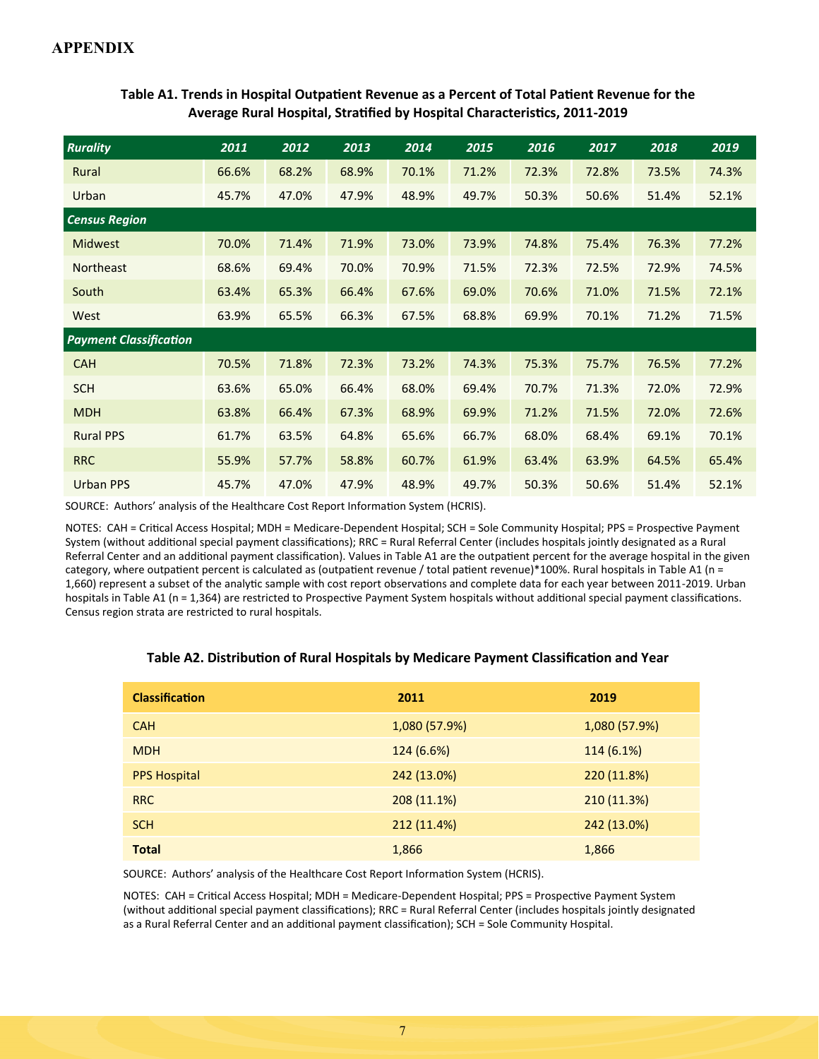## APPENDIX

**Table A1. Trends in Hospital Outpatient Revenue as a Percent of Total Patient Revenue for the Average Rural Hospital, Stratified by Hospital Characteristics, 2011-2019**

| *Rurality* | *2011* | *2012* | *2013* | *2014* | *2015* | *2016* | *2017* | *2018* | *2019* |
|---|---|---|---|---|---|---|---|---|---|
| Rural | 66.6% | 68.2% | 68.9% | 70.1% | 71.2% | 72.3% | 72.8% | 73.5% | 74.3% |
| Urban | 45.7% | 47.0% | 47.9% | 48.9% | 49.7% | 50.3% | 50.6% | 51.4% | 52.1% |
| ***Census Region*** | | | | | | | | | |
| Midwest | 70.0% | 71.4% | 71.9% | 73.0% | 73.9% | 74.8% | 75.4% | 76.3% | 77.2% |
| Northeast | 68.6% | 69.4% | 70.0% | 70.9% | 71.5% | 72.3% | 72.5% | 72.9% | 74.5% |
| South | 63.4% | 65.3% | 66.4% | 67.6% | 69.0% | 70.6% | 71.0% | 71.5% | 72.1% |
| West | 63.9% | 65.5% | 66.3% | 67.5% | 68.8% | 69.9% | 70.1% | 71.2% | 71.5% |
| ***Payment Classification*** | | | | | | | | | |
| CAH | 70.5% | 71.8% | 72.3% | 73.2% | 74.3% | 75.3% | 75.7% | 76.5% | 77.2% |
| SCH | 63.6% | 65.0% | 66.4% | 68.0% | 69.4% | 70.7% | 71.3% | 72.0% | 72.9% |
| MDH | 63.8% | 66.4% | 67.3% | 68.9% | 69.9% | 71.2% | 71.5% | 72.0% | 72.6% |
| Rural PPS | 61.7% | 63.5% | 64.8% | 65.6% | 66.7% | 68.0% | 68.4% | 69.1% | 70.1% |
| RRC | 55.9% | 57.7% | 58.8% | 60.7% | 61.9% | 63.4% | 63.9% | 64.5% | 65.4% |
| Urban PPS | 45.7% | 47.0% | 47.9% | 48.9% | 49.7% | 50.3% | 50.6% | 51.4% | 52.1% |

SOURCE: Authors' analysis of the Healthcare Cost Report Information System (HCRIS).

NOTES: CAH = Critical Access Hospital; MDH = Medicare-Dependent Hospital; SCH = Sole Community Hospital; PPS = Prospective Payment System (without additional special payment classifications); RRC = Rural Referral Center (includes hospitals jointly designated as a Rural Referral Center and an additional payment classification). Values in Table A1 are the outpatient percent for the average hospital in the given category, where outpatient percent is calculated as (outpatient revenue / total patient revenue)*100%. Rural hospitals in Table A1 (n = 1,660) represent a subset of the analytic sample with cost report observations and complete data for each year between 2011-2019. Urban hospitals in Table A1 (n = 1,364) are restricted to Prospective Payment System hospitals without additional special payment classifications. Census region strata are restricted to rural hospitals.

**Table A2. Distribution of Rural Hospitals by Medicare Payment Classification and Year**

| Classification | 2011 | 2019 |
|---|---|---|
| CAH | 1,080 (57.9%) | 1,080 (57.9%) |
| MDH | 124 (6.6%) | 114 (6.1%) |
| PPS Hospital | 242 (13.0%) | 220 (11.8%) |
| RRC | 208 (11.1%) | 210 (11.3%) |
| SCH | 212 (11.4%) | 242 (13.0%) |
| **Total** | 1,866 | 1,866 |

SOURCE: Authors' analysis of the Healthcare Cost Report Information System (HCRIS).

NOTES: CAH = Critical Access Hospital; MDH = Medicare-Dependent Hospital; PPS = Prospective Payment System (without additional special payment classifications); RRC = Rural Referral Center (includes hospitals jointly designated as a Rural Referral Center and an additional payment classification); SCH = Sole Community Hospital.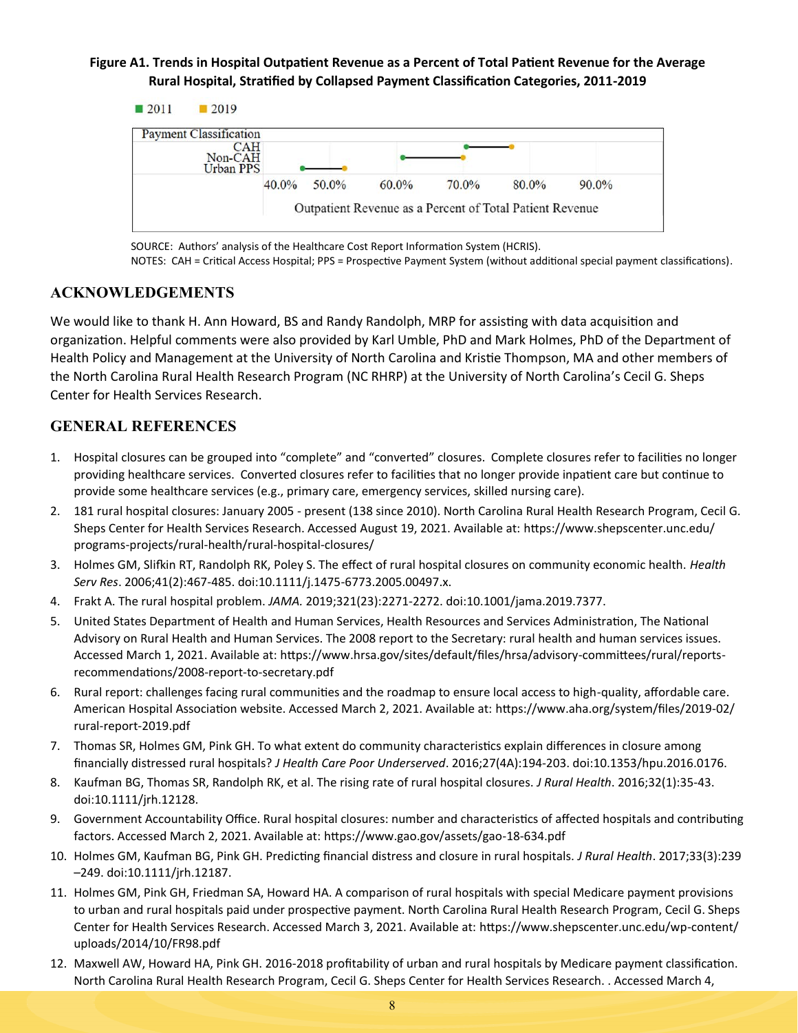**Figure A1. Trends in Hospital Outpatient Revenue as a Percent of Total Patient Revenue for the Average Rural Hospital, Stratified by Collapsed Payment Classification Categories, 2011-2019**

■ 2011 ■ 2019

| Payment Classification | |
|---|---|
| CAH | |
| Non-CAH | |
| Urban PPS | |

40.0% 50.0% 60.0% 70.0% 80.0% 90.0%

Outpatient Revenue as a Percent of Total Patient Revenue

SOURCE: Authors' analysis of the Healthcare Cost Report Information System (HCRIS).
NOTES: CAH = Critical Access Hospital; PPS = Prospective Payment System (without additional special payment classifications).

## ACKNOWLEDGEMENTS

We would like to thank H. Ann Howard, BS and Randy Randolph, MRP for assisting with data acquisition and organization. Helpful comments were also provided by Karl Umble, PhD and Mark Holmes, PhD of the Department of Health Policy and Management at the University of North Carolina and Kristie Thompson, MA and other members of the North Carolina Rural Health Research Program (NC RHRP) at the University of North Carolina's Cecil G. Sheps Center for Health Services Research.

## GENERAL REFERENCES

1. Hospital closures can be grouped into "complete" and "converted" closures. Complete closures refer to facilities no longer providing healthcare services. Converted closures refer to facilities that no longer provide inpatient care but continue to provide some healthcare services (e.g., primary care, emergency services, skilled nursing care).
2. 181 rural hospital closures: January 2005 - present (138 since 2010). North Carolina Rural Health Research Program, Cecil G. Sheps Center for Health Services Research. Accessed August 19, 2021. Available at: https://www.shepscenter.unc.edu/programs-projects/rural-health/rural-hospital-closures/
3. Holmes GM, Slifkin RT, Randolph RK, Poley S. The effect of rural hospital closures on community economic health. *Health Serv Res*. 2006;41(2):467-485. doi:10.1111/j.1475-6773.2005.00497.x.
4. Frakt A. The rural hospital problem. *JAMA.* 2019;321(23):2271-2272. doi:10.1001/jama.2019.7377.
5. United States Department of Health and Human Services, Health Resources and Services Administration, The National Advisory on Rural Health and Human Services. The 2008 report to the Secretary: rural health and human services issues. Accessed March 1, 2021. Available at: https://www.hrsa.gov/sites/default/files/hrsa/advisory-committees/rural/reports-recommendations/2008-report-to-secretary.pdf
6. Rural report: challenges facing rural communities and the roadmap to ensure local access to high-quality, affordable care. American Hospital Association website. Accessed March 2, 2021. Available at: https://www.aha.org/system/files/2019-02/rural-report-2019.pdf
7. Thomas SR, Holmes GM, Pink GH. To what extent do community characteristics explain differences in closure among financially distressed rural hospitals? *J Health Care Poor Underserved*. 2016;27(4A):194-203. doi:10.1353/hpu.2016.0176.
8. Kaufman BG, Thomas SR, Randolph RK, et al. The rising rate of rural hospital closures. *J Rural Health*. 2016;32(1):35-43. doi:10.1111/jrh.12128.
9. Government Accountability Office. Rural hospital closures: number and characteristics of affected hospitals and contributing factors. Accessed March 2, 2021. Available at: https://www.gao.gov/assets/gao-18-634.pdf
10. Holmes GM, Kaufman BG, Pink GH. Predicting financial distress and closure in rural hospitals. *J Rural Health*. 2017;33(3):239–249. doi:10.1111/jrh.12187.
11. Holmes GM, Pink GH, Friedman SA, Howard HA. A comparison of rural hospitals with special Medicare payment provisions to urban and rural hospitals paid under prospective payment. North Carolina Rural Health Research Program, Cecil G. Sheps Center for Health Services Research. Accessed March 3, 2021. Available at: https://www.shepscenter.unc.edu/wp-content/uploads/2014/10/FR98.pdf
12. Maxwell AW, Howard HA, Pink GH. 2016-2018 profitability of urban and rural hospitals by Medicare payment classification. North Carolina Rural Health Research Program, Cecil G. Sheps Center for Health Services Research. . Accessed March 4,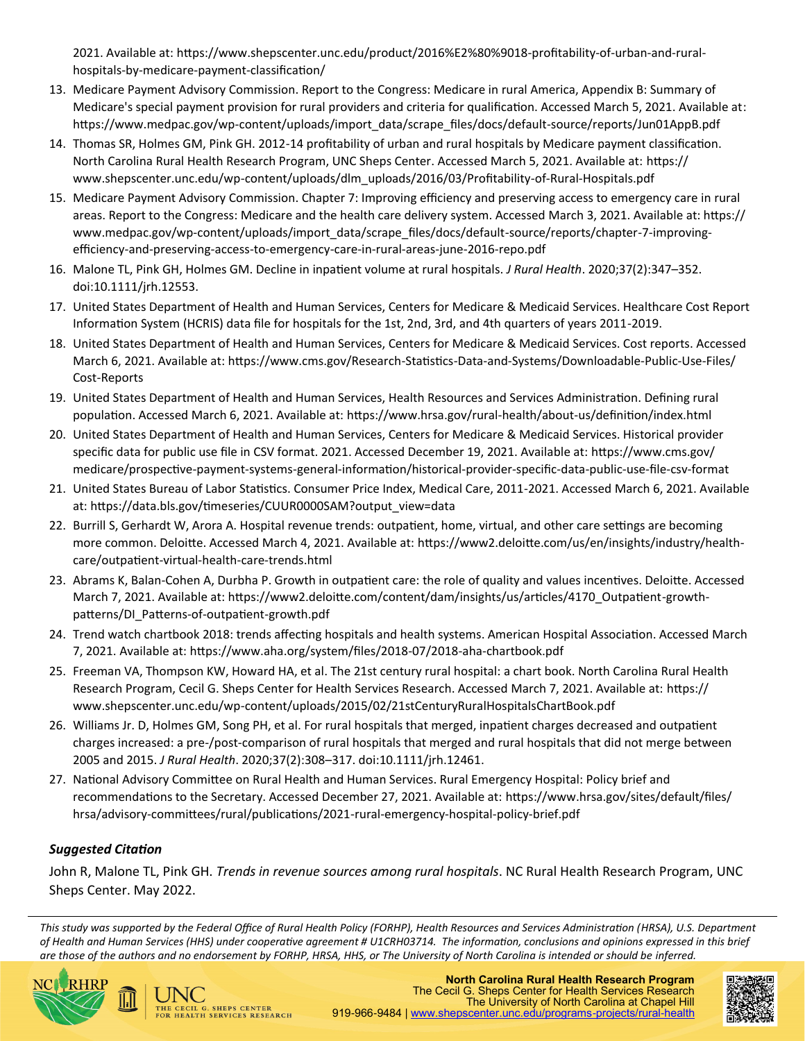2021. Available at: https://www.shepscenter.unc.edu/product/2016%E2%80%9018-profitability-of-urban-and-rural-hospitals-by-medicare-payment-classification/

13. Medicare Payment Advisory Commission. Report to the Congress: Medicare in rural America, Appendix B: Summary of Medicare's special payment provision for rural providers and criteria for qualification. Accessed March 5, 2021. Available at: https://www.medpac.gov/wp-content/uploads/import_data/scrape_files/docs/default-source/reports/Jun01AppB.pdf
14. Thomas SR, Holmes GM, Pink GH. 2012-14 profitability of urban and rural hospitals by Medicare payment classification. North Carolina Rural Health Research Program, UNC Sheps Center. Accessed March 5, 2021. Available at: https://www.shepscenter.unc.edu/wp-content/uploads/dlm_uploads/2016/03/Profitability-of-Rural-Hospitals.pdf
15. Medicare Payment Advisory Commission. Chapter 7: Improving efficiency and preserving access to emergency care in rural areas. Report to the Congress: Medicare and the health care delivery system. Accessed March 3, 2021. Available at: https://www.medpac.gov/wp-content/uploads/import_data/scrape_files/docs/default-source/reports/chapter-7-improving-efficiency-and-preserving-access-to-emergency-care-in-rural-areas-june-2016-repo.pdf
16. Malone TL, Pink GH, Holmes GM. Decline in inpatient volume at rural hospitals. *J Rural Health*. 2020;37(2):347–352. doi:10.1111/jrh.12553.
17. United States Department of Health and Human Services, Centers for Medicare & Medicaid Services. Healthcare Cost Report Information System (HCRIS) data file for hospitals for the 1st, 2nd, 3rd, and 4th quarters of years 2011-2019.
18. United States Department of Health and Human Services, Centers for Medicare & Medicaid Services. Cost reports. Accessed March 6, 2021. Available at: https://www.cms.gov/Research-Statistics-Data-and-Systems/Downloadable-Public-Use-Files/Cost-Reports
19. United States Department of Health and Human Services, Health Resources and Services Administration. Defining rural population. Accessed March 6, 2021. Available at: https://www.hrsa.gov/rural-health/about-us/definition/index.html
20. United States Department of Health and Human Services, Centers for Medicare & Medicaid Services. Historical provider specific data for public use file in CSV format. 2021. Accessed December 19, 2021. Available at: https://www.cms.gov/medicare/prospective-payment-systems-general-information/historical-provider-specific-data-public-use-file-csv-format
21. United States Bureau of Labor Statistics. Consumer Price Index, Medical Care, 2011-2021. Accessed March 6, 2021. Available at: https://data.bls.gov/timeseries/CUUR0000SAM?output_view=data
22. Burrill S, Gerhardt W, Arora A. Hospital revenue trends: outpatient, home, virtual, and other care settings are becoming more common. Deloitte. Accessed March 4, 2021. Available at: https://www2.deloitte.com/us/en/insights/industry/health-care/outpatient-virtual-health-care-trends.html
23. Abrams K, Balan-Cohen A, Durbha P. Growth in outpatient care: the role of quality and values incentives. Deloitte. Accessed March 7, 2021. Available at: https://www2.deloitte.com/content/dam/insights/us/articles/4170_Outpatient-growth-patterns/DI_Patterns-of-outpatient-growth.pdf
24. Trend watch chartbook 2018: trends affecting hospitals and health systems. American Hospital Association. Accessed March 7, 2021. Available at: https://www.aha.org/system/files/2018-07/2018-aha-chartbook.pdf
25. Freeman VA, Thompson KW, Howard HA, et al. The 21st century rural hospital: a chart book. North Carolina Rural Health Research Program, Cecil G. Sheps Center for Health Services Research. Accessed March 7, 2021. Available at: https://www.shepscenter.unc.edu/wp-content/uploads/2015/02/21stCenturyRuralHospitalsChartBook.pdf
26. Williams Jr. D, Holmes GM, Song PH, et al. For rural hospitals that merged, inpatient charges decreased and outpatient charges increased: a pre-/post-comparison of rural hospitals that merged and rural hospitals that did not merge between 2005 and 2015. *J Rural Health*. 2020;37(2):308–317. doi:10.1111/jrh.12461.
27. National Advisory Committee on Rural Health and Human Services. Rural Emergency Hospital: Policy brief and recommendations to the Secretary. Accessed December 27, 2021. Available at: https://www.hrsa.gov/sites/default/files/hrsa/advisory-committees/rural/publications/2021-rural-emergency-hospital-policy-brief.pdf

### *Suggested Citation*

John R, Malone TL, Pink GH. *Trends in revenue sources among rural hospitals*. NC Rural Health Research Program, UNC Sheps Center. May 2022.

*This study was supported by the Federal Office of Rural Health Policy (FORHP), Health Resources and Services Administration (HRSA), U.S. Department of Health and Human Services (HHS) under cooperative agreement # U1CRH03714. The information, conclusions and opinions expressed in this brief are those of the authors and no endorsement by FORHP, HRSA, HHS, or The University of North Carolina is intended or should be inferred.*

**North Carolina Rural Health Research Program**
The Cecil G. Sheps Center for Health Services Research
The University of North Carolina at Chapel Hill
919-966-9484 | www.shepscenter.unc.edu/programs-projects/rural-health